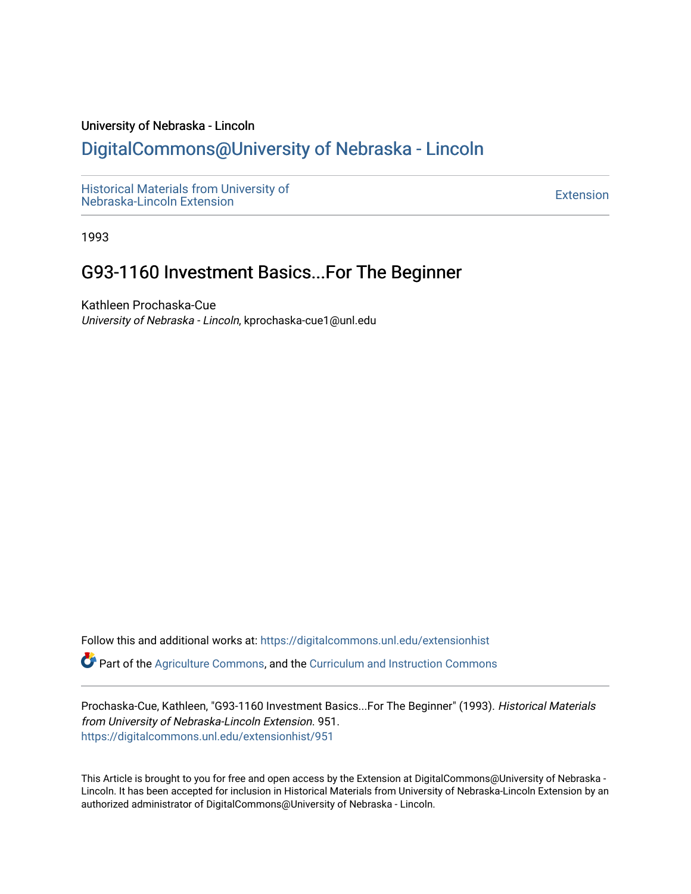University of Nebraska - Lincoln

# DigitalCommons@University of Nebraska - Lincoln

Historical Materials from University of Nebraska-Lincoln Extension

Extension

1993

## G93-1160 Investment Basics...For The Beginner

Kathleen Prochaska-Cue

*University of Nebraska - Lincoln*, kprochaska-cue1@unl.edu

Follow this and additional works at: https://digitalcommons.unl.edu/extensionhist

Part of the Agriculture Commons, and the Curriculum and Instruction Commons

Prochaska-Cue, Kathleen, "G93-1160 Investment Basics...For The Beginner" (1993). *Historical Materials from University of Nebraska-Lincoln Extension*. 951.
https://digitalcommons.unl.edu/extensionhist/951

This Article is brought to you for free and open access by the Extension at DigitalCommons@University of Nebraska - Lincoln. It has been accepted for inclusion in Historical Materials from University of Nebraska-Lincoln Extension by an authorized administrator of DigitalCommons@University of Nebraska - Lincoln.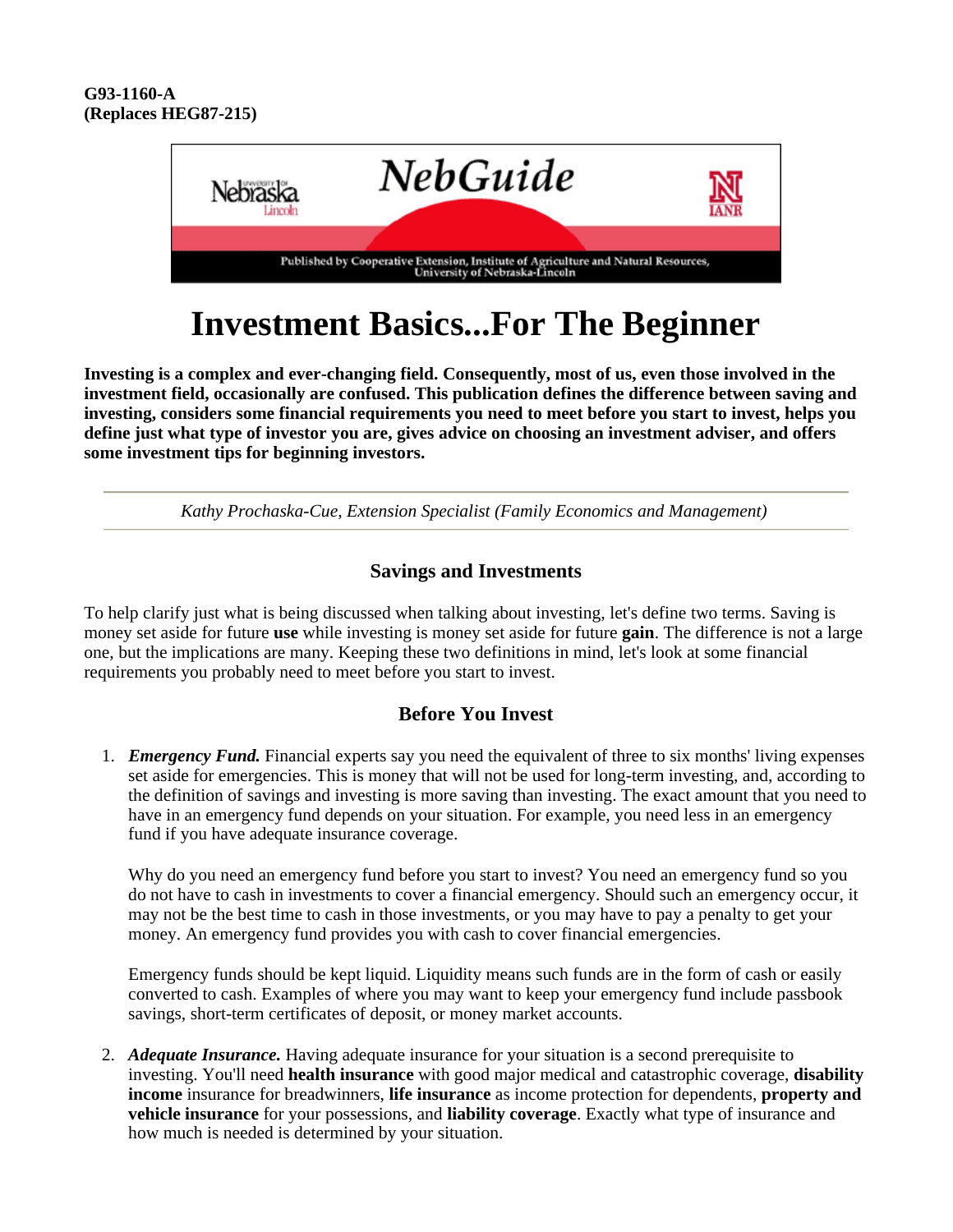G93-1160-A
(Replaces HEG87-215)

NebGuide

Published by Cooperative Extension, Institute of Agriculture and Natural Resources, University of Nebraska-Lincoln

# Investment Basics...For The Beginner

**Investing is a complex and ever-changing field. Consequently, most of us, even those involved in the investment field, occasionally are confused. This publication defines the difference between saving and investing, considers some financial requirements you need to meet before you start to invest, helps you define just what type of investor you are, gives advice on choosing an investment adviser, and offers some investment tips for beginning investors.**

---

*Kathy Prochaska-Cue, Extension Specialist (Family Economics and Management)*

---

### Savings and Investments

To help clarify just what is being discussed when talking about investing, let's define two terms. Saving is money set aside for future **use** while investing is money set aside for future **gain**. The difference is not a large one, but the implications are many. Keeping these two definitions in mind, let's look at some financial requirements you probably need to meet before you start to invest.

### Before You Invest

1. ***Emergency Fund.*** Financial experts say you need the equivalent of three to six months' living expenses set aside for emergencies. This is money that will not be used for long-term investing, and, according to the definition of savings and investing is more saving than investing. The exact amount that you need to have in an emergency fund depends on your situation. For example, you need less in an emergency fund if you have adequate insurance coverage.

   Why do you need an emergency fund before you start to invest? You need an emergency fund so you do not have to cash in investments to cover a financial emergency. Should such an emergency occur, it may not be the best time to cash in those investments, or you may have to pay a penalty to get your money. An emergency fund provides you with cash to cover financial emergencies.

   Emergency funds should be kept liquid. Liquidity means such funds are in the form of cash or easily converted to cash. Examples of where you may want to keep your emergency fund include passbook savings, short-term certificates of deposit, or money market accounts.

2. ***Adequate Insurance.*** Having adequate insurance for your situation is a second prerequisite to investing. You'll need **health insurance** with good major medical and catastrophic coverage, **disability income** insurance for breadwinners, **life insurance** as income protection for dependents, **property and vehicle insurance** for your possessions, and **liability coverage**. Exactly what type of insurance and how much is needed is determined by your situation.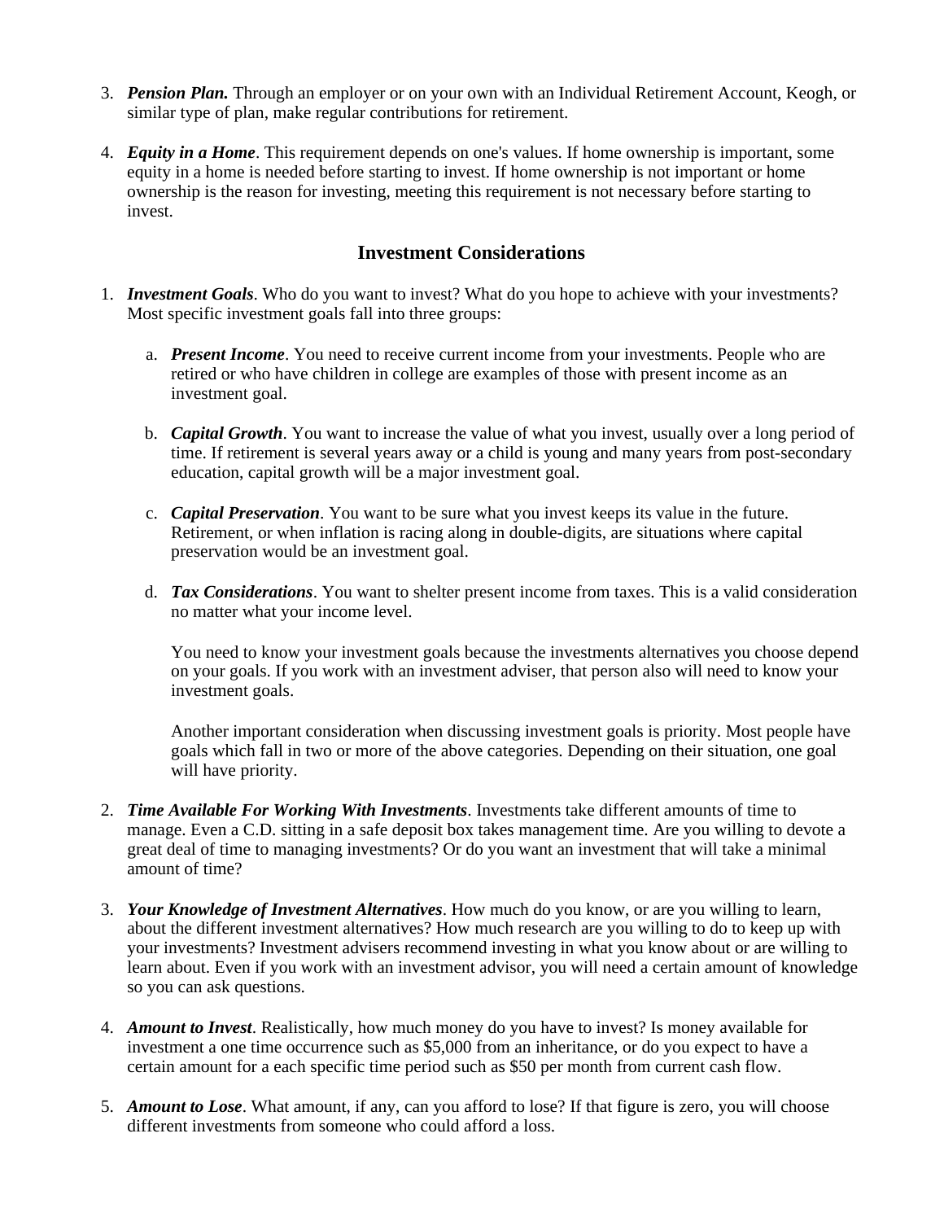3. ***Pension Plan.*** Through an employer or on your own with an Individual Retirement Account, Keogh, or similar type of plan, make regular contributions for retirement.

4. ***Equity in a Home***. This requirement depends on one's values. If home ownership is important, some equity in a home is needed before starting to invest. If home ownership is not important or home ownership is the reason for investing, meeting this requirement is not necessary before starting to invest.

## Investment Considerations

1. ***Investment Goals***. Who do you want to invest? What do you hope to achieve with your investments? Most specific investment goals fall into three groups:

   a. ***Present Income***. You need to receive current income from your investments. People who are retired or who have children in college are examples of those with present income as an investment goal.

   b. ***Capital Growth***. You want to increase the value of what you invest, usually over a long period of time. If retirement is several years away or a child is young and many years from post-secondary education, capital growth will be a major investment goal.

   c. ***Capital Preservation***. You want to be sure what you invest keeps its value in the future. Retirement, or when inflation is racing along in double-digits, are situations where capital preservation would be an investment goal.

   d. ***Tax Considerations***. You want to shelter present income from taxes. This is a valid consideration no matter what your income level.

   You need to know your investment goals because the investments alternatives you choose depend on your goals. If you work with an investment adviser, that person also will need to know your investment goals.

   Another important consideration when discussing investment goals is priority. Most people have goals which fall in two or more of the above categories. Depending on their situation, one goal will have priority.

2. ***Time Available For Working With Investments***. Investments take different amounts of time to manage. Even a C.D. sitting in a safe deposit box takes management time. Are you willing to devote a great deal of time to managing investments? Or do you want an investment that will take a minimal amount of time?

3. ***Your Knowledge of Investment Alternatives***. How much do you know, or are you willing to learn, about the different investment alternatives? How much research are you willing to do to keep up with your investments? Investment advisers recommend investing in what you know about or are willing to learn about. Even if you work with an investment advisor, you will need a certain amount of knowledge so you can ask questions.

4. ***Amount to Invest***. Realistically, how much money do you have to invest? Is money available for investment a one time occurrence such as $5,000 from an inheritance, or do you expect to have a certain amount for a each specific time period such as $50 per month from current cash flow.

5. ***Amount to Lose***. What amount, if any, can you afford to lose? If that figure is zero, you will choose different investments from someone who could afford a loss.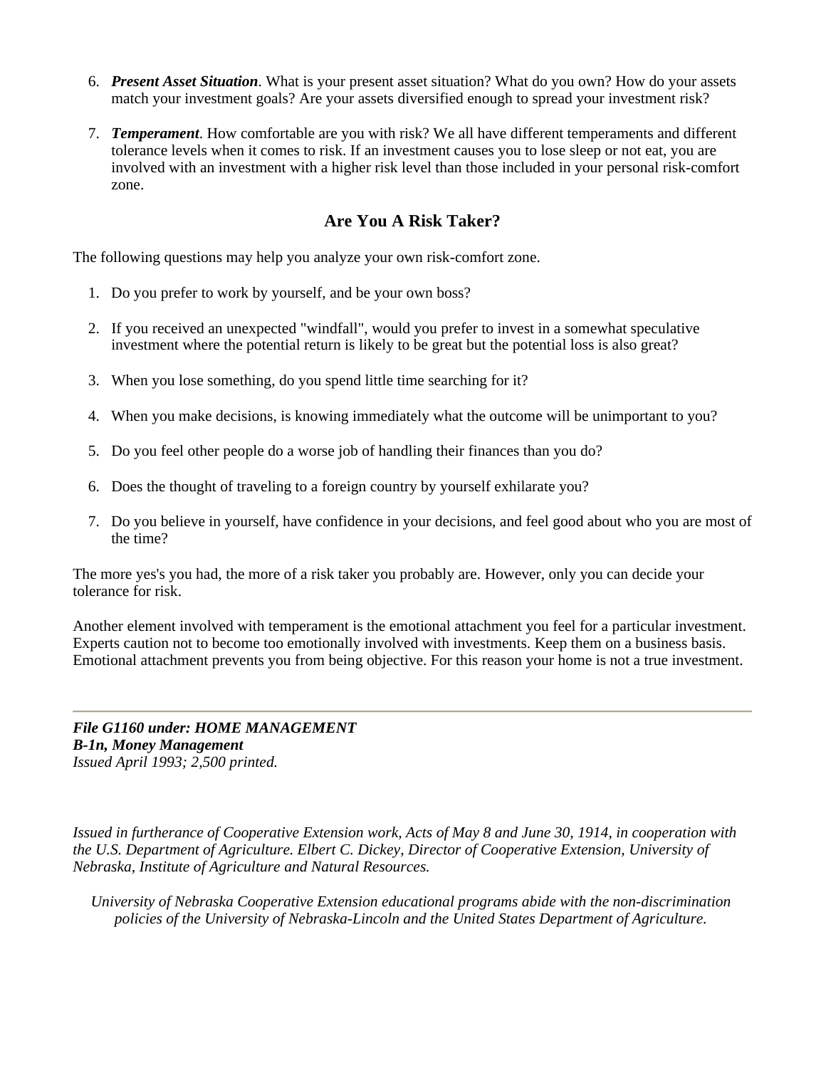6. ***Present Asset Situation***. What is your present asset situation? What do you own? How do your assets match your investment goals? Are your assets diversified enough to spread your investment risk?

7. ***Temperament***. How comfortable are you with risk? We all have different temperaments and different tolerance levels when it comes to risk. If an investment causes you to lose sleep or not eat, you are involved with an investment with a higher risk level than those included in your personal risk-comfort zone.

## Are You A Risk Taker?

The following questions may help you analyze your own risk-comfort zone.

1. Do you prefer to work by yourself, and be your own boss?

2. If you received an unexpected "windfall", would you prefer to invest in a somewhat speculative investment where the potential return is likely to be great but the potential loss is also great?

3. When you lose something, do you spend little time searching for it?

4. When you make decisions, is knowing immediately what the outcome will be unimportant to you?

5. Do you feel other people do a worse job of handling their finances than you do?

6. Does the thought of traveling to a foreign country by yourself exhilarate you?

7. Do you believe in yourself, have confidence in your decisions, and feel good about who you are most of the time?

The more yes's you had, the more of a risk taker you probably are. However, only you can decide your tolerance for risk.

Another element involved with temperament is the emotional attachment you feel for a particular investment. Experts caution not to become too emotionally involved with investments. Keep them on a business basis. Emotional attachment prevents you from being objective. For this reason your home is not a true investment.

---

***File G1160 under: HOME MANAGEMENT***
***B-1n, Money Management***
*Issued April 1993; 2,500 printed.*

*Issued in furtherance of Cooperative Extension work, Acts of May 8 and June 30, 1914, in cooperation with the U.S. Department of Agriculture. Elbert C. Dickey, Director of Cooperative Extension, University of Nebraska, Institute of Agriculture and Natural Resources.*

*University of Nebraska Cooperative Extension educational programs abide with the non-discrimination policies of the University of Nebraska-Lincoln and the United States Department of Agriculture.*